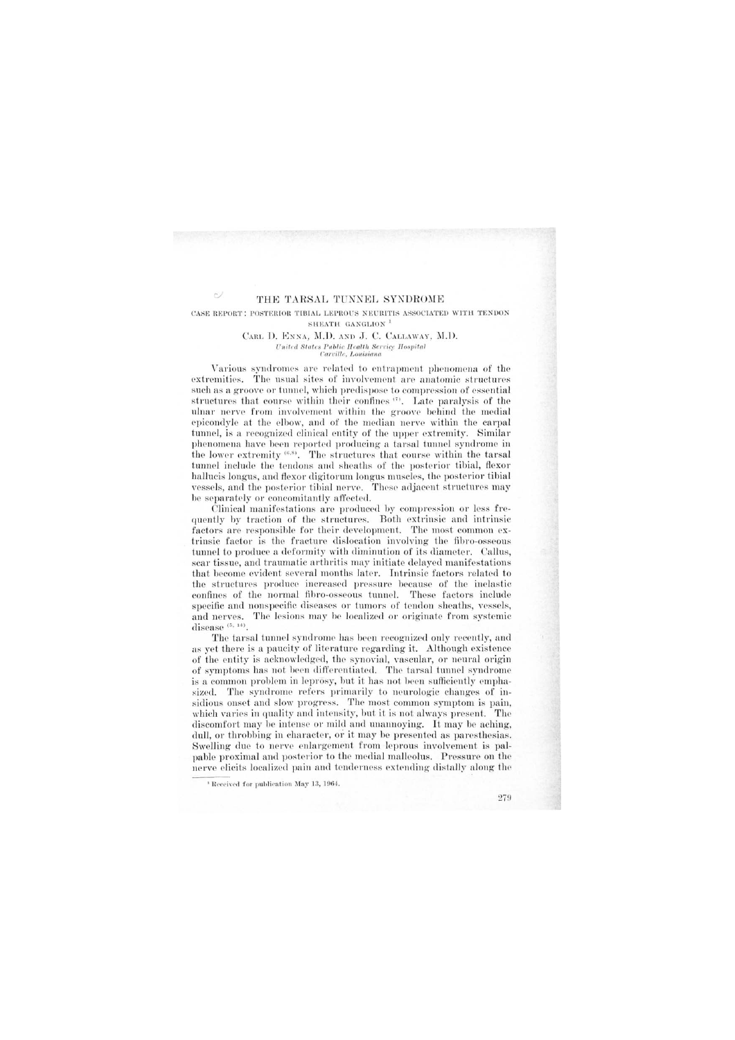# THE TARSAL TUNNEL SYNDROME

## CASE REPORT: POSTERIOR TIBIAL LEPROUS NEURITIS ASSOCIATED WITH TENDON SHEATH GANGLION [1]

CARL D. ENNA, M.D. AND J. C. CALLAWAY, M.D.

*United States Public Health Service Hospital*
*Carville, Louisiana*

Various syndromes are related to entrapment phenomena of the extremities. The usual sites of involvement are anatomic structures such as a groove or tunnel, which predispose to compression of essential structures that course within their confines [7]. Late paralysis of the ulnar nerve from involvement within the groove behind the medial epicondyle at the elbow, and of the median nerve within the carpal tunnel, is a recognized clinical entity of the upper extremity. Similar phenomena have been reported producing a tarsal tunnel syndrome in the lower extremity [6,8]. The structures that course within the tarsal tunnel include the tendons and sheaths of the posterior tibial, flexor hallucis longus, and flexor digitorum longus muscles, the posterior tibial vessels, and the posterior tibial nerve. These adjacent structures may be separately or concomitantly affected.

Clinical manifestations are produced by compression or less frequently by traction of the structures. Both extrinsic and intrinsic factors are responsible for their development. The most common extrinsic factor is the fracture dislocation involving the fibro-osseous tunnel to produce a deformity with diminution of its diameter. Callus, scar tissue, and traumatic arthritis may initiate delayed manifestations that become evident several months later. Intrinsic factors related to the structures produce increased pressure because of the inelastic confines of the normal fibro-osseous tunnel. These factors include specific and nonspecific diseases or tumors of tendon sheaths, vessels, and nerves. The lesions may be localized or originate from systemic disease [5,14].

The tarsal tunnel syndrome has been recognized only recently, and as yet there is a paucity of literature regarding it. Although existence of the entity is acknowledged, the synovial, vascular, or neural origin of symptoms has not been differentiated. The tarsal tunnel syndrome is a common problem in leprosy, but it has not been sufficiently emphasized. The syndrome refers primarily to neurologic changes of insidious onset and slow progress. The most common symptom is pain, which varies in quality and intensity, but it is not always present. The discomfort may be intense or mild and unannoying. It may be aching, dull, or throbbing in character, or it may be presented as paresthesias. Swelling due to nerve enlargement from leprous involvement is palpable proximal and posterior to the medial malleolus. Pressure on the nerve elicits localized pain and tenderness extending distally along the

---

[1] Received for publication May 13, 1964.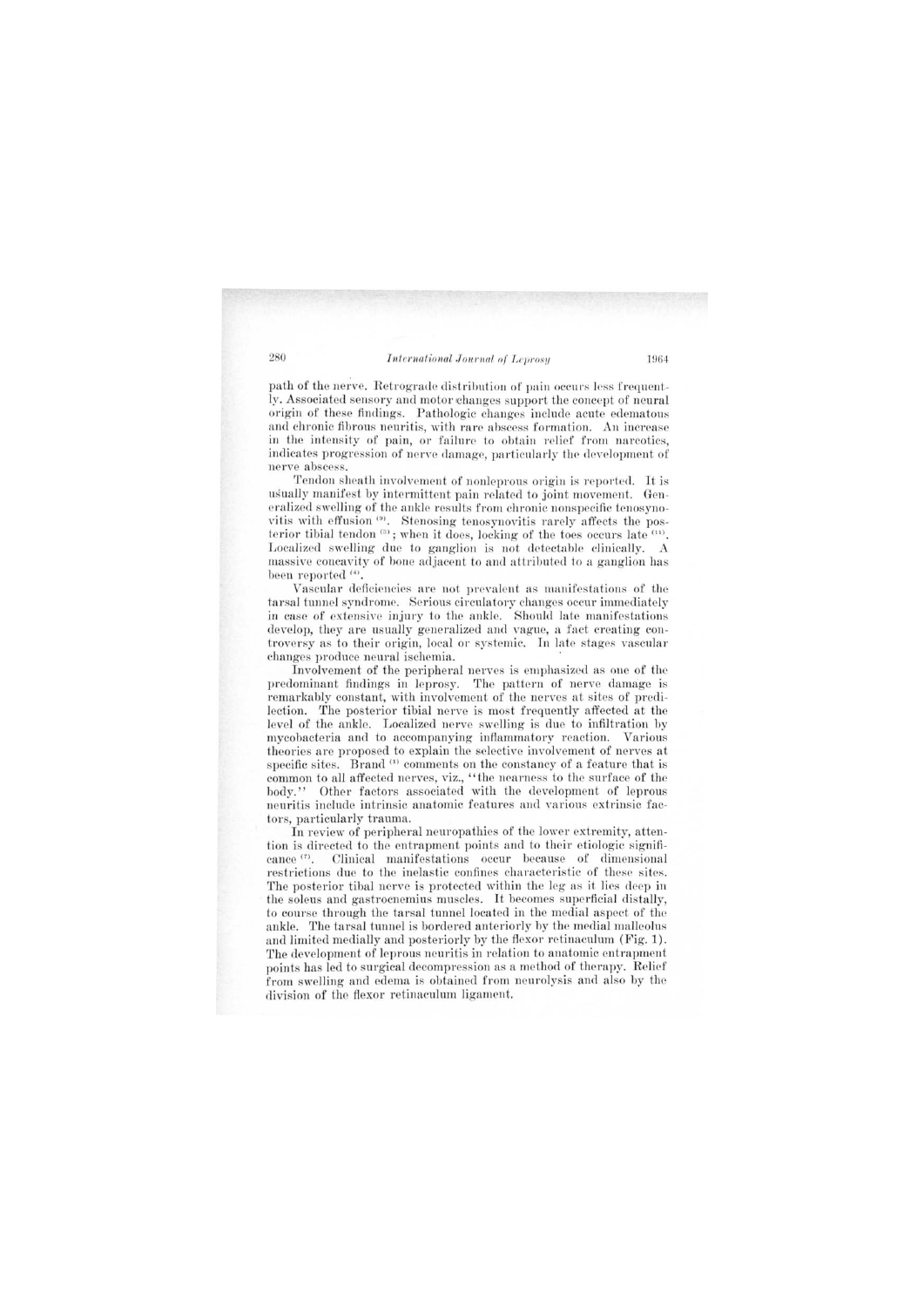path of the nerve. Retrograde distribution of pain occurs less frequently. Associated sensory and motor changes support the concept of neural origin of these findings. Pathologic changes include acute edematous and chronic fibrous neuritis, with rare abscess formation. An increase in the intensity of pain, or failure to obtain relief from narcotics, indicates progression of nerve damage, particularly the development of nerve abscess.

Tendon sheath involvement of nonleprous origin is reported. It is usually manifest by intermittent pain related to joint movement. Generalized swelling of the ankle results from chronic nonspecific tenosynovitis with effusion [9]. Stenosing tenosynovitis rarely affects the posterior tibial tendon [5]; when it does, locking of the toes occurs late [11]. Localized swelling due to ganglion is not detectable clinically. A massive concavity of bone adjacent to and attributed to a ganglion has been reported [4].

Vascular deficiencies are not prevalent as manifestations of the tarsal tunnel syndrome. Serious circulatory changes occur immediately in case of extensive injury to the ankle. Should late manifestations develop, they are usually generalized and vague, a fact creating controversy as to their origin, local or systemic. In late stages vascular changes produce neural ischemia.

Involvement of the peripheral nerves is emphasized as one of the predominant findings in leprosy. The pattern of nerve damage is remarkably constant, with involvement of the nerves at sites of predilection. The posterior tibial nerve is most frequently affected at the level of the ankle. Localized nerve swelling is due to infiltration by mycobacteria and to accompanying inflammatory reaction. Various theories are proposed to explain the selective involvement of nerves at specific sites. Brand [1] comments on the constancy of a feature that is common to all affected nerves, viz., "the nearness to the surface of the body." Other factors associated with the development of leprous neuritis include intrinsic anatomic features and various extrinsic factors, particularly trauma.

In review of peripheral neuropathies of the lower extremity, attention is directed to the entrapment points and to their etiologic significance [7]. Clinical manifestations occur because of dimensional restrictions due to the inelastic confines characteristic of these sites. The posterior tibal nerve is protected within the leg as it lies deep in the soleus and gastrocnemius muscles. It becomes superficial distally, to course through the tarsal tunnel located in the medial aspect of the ankle. The tarsal tunnel is bordered anteriorly by the medial malleolus and limited medially and posteriorly by the flexor retinaculum (Fig. 1). The development of leprous neuritis in relation to anatomic entrapment points has led to surgical decompression as a method of therapy. Relief from swelling and edema is obtained from neurolysis and also by the division of the flexor retinaculum ligament.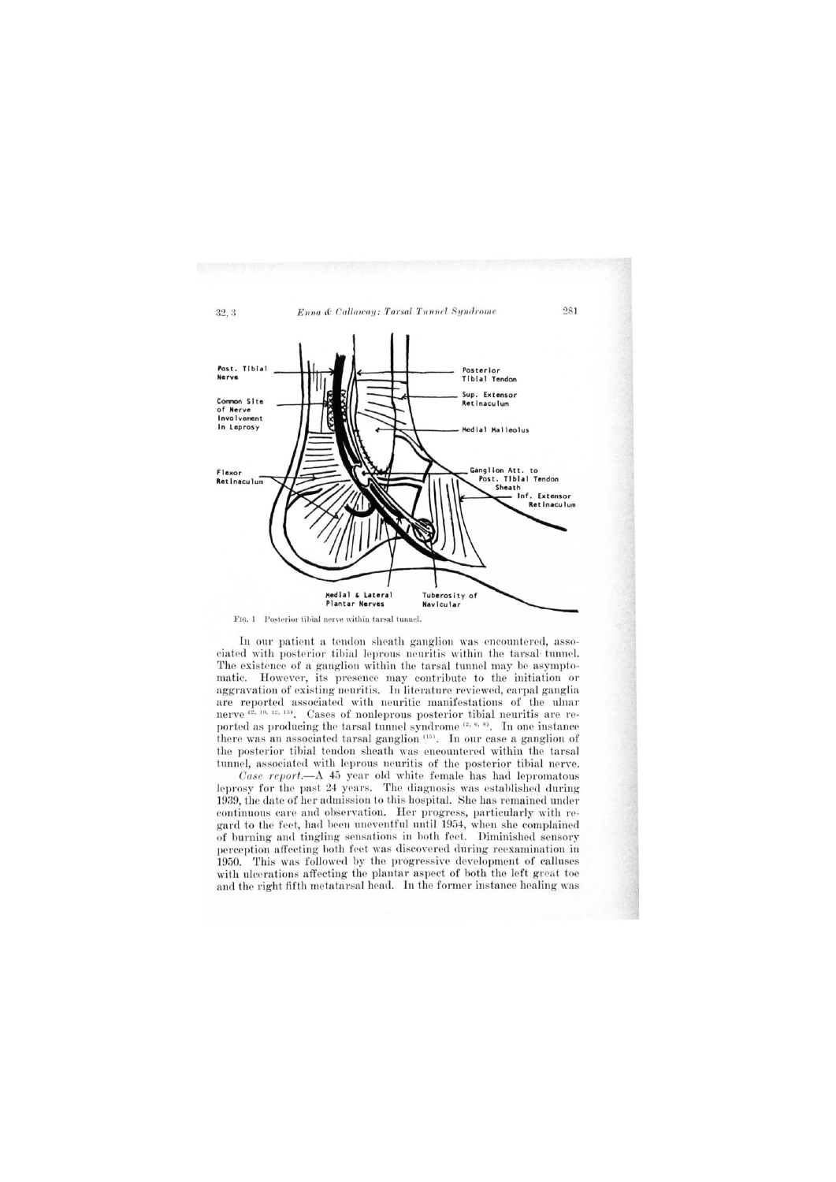FIG. 1 Posterior tibial nerve within tarsal tunnel.

In our patient a tendon sheath ganglion was encountered, associated with posterior tibial leprous neuritis within the tarsal tunnel. The existence of a ganglion within the tarsal tunnel may be asymptomatic. However, its presence may contribute to the initiation or aggravation of existing neuritis. In literature reviewed, carpal ganglia are reported associated with neuritic manifestations of the ulnar nerve [2, 10, 12, 13]. Cases of nonleprous posterior tibial neuritis are reported as producing the tarsal tunnel syndrome [2, 6, 8]. In one instance there was an associated tarsal ganglion [15]. In our case a ganglion of the posterior tibial tendon sheath was encountered within the tarsal tunnel, associated with leprous neuritis of the posterior tibial nerve.

*Case report.*—A 45 year old white female has had lepromatous leprosy for the past 24 years. The diagnosis was established during 1939, the date of her admission to this hospital. She has remained under continuous care and observation. Her progress, particularly with regard to the feet, had been uneventful until 1954, when she complained of burning and tingling sensations in both feet. Diminished sensory perception affecting both feet was discovered during reexamination in 1950. This was followed by the progressive development of calluses with ulcerations affecting the plantar aspect of both the left great toe and the right fifth metatarsal head. In the former instance healing was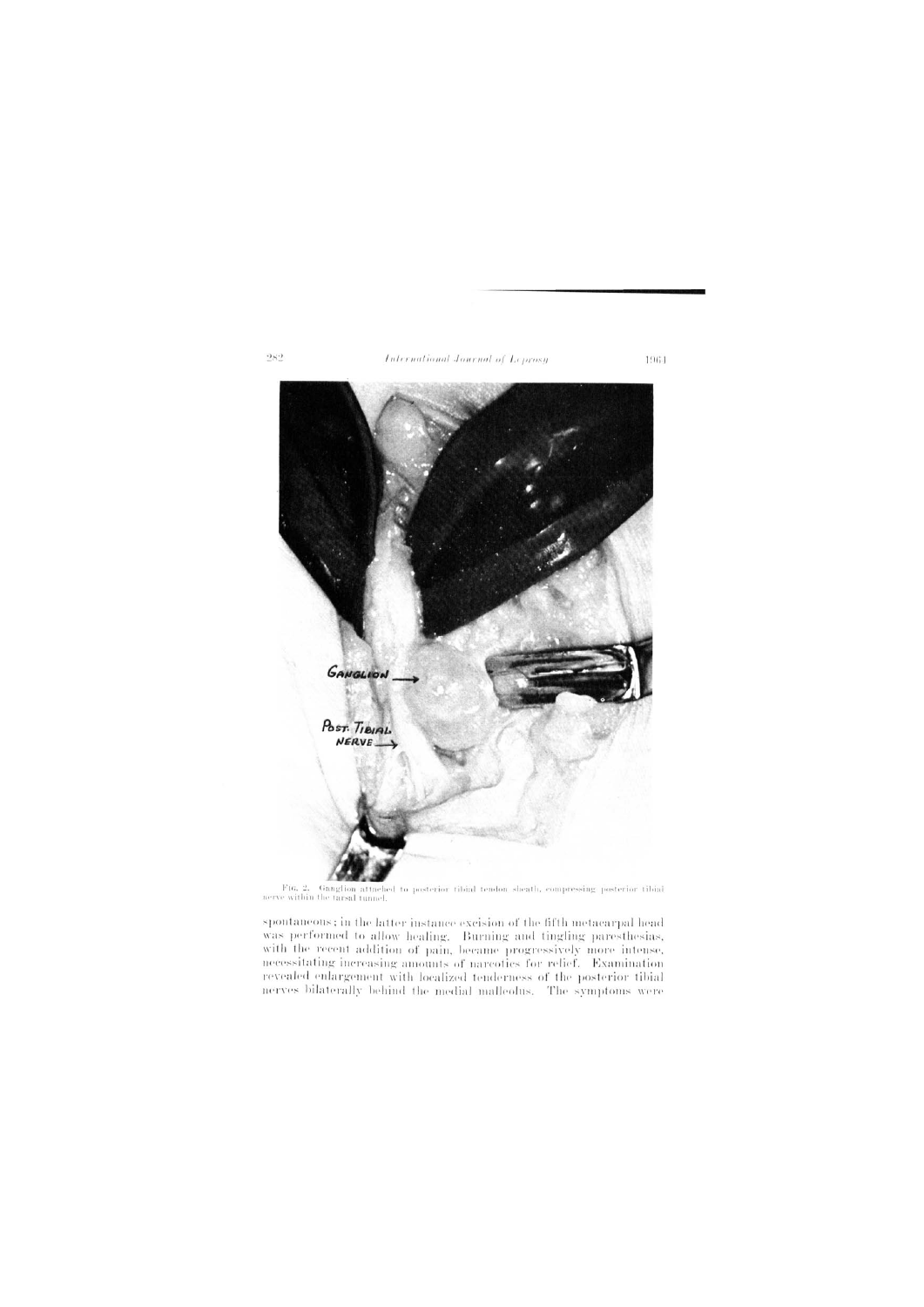FIG. 2. Ganglion attached to posterior tibial tendon sheath, compressing posterior tibial nerve within the tarsal tunnel.

spontaneous; in the latter instance excision of the fifth metacarpal head was performed to allow healing. Burning and tingling paresthesias, with the recent addition of pain, became progressively more intense, necessitating increasing amounts of narcotics for relief. Examination revealed enlargement with localized tenderness of the posterior tibial nerves bilaterally behind the medial malleolus. The symptoms were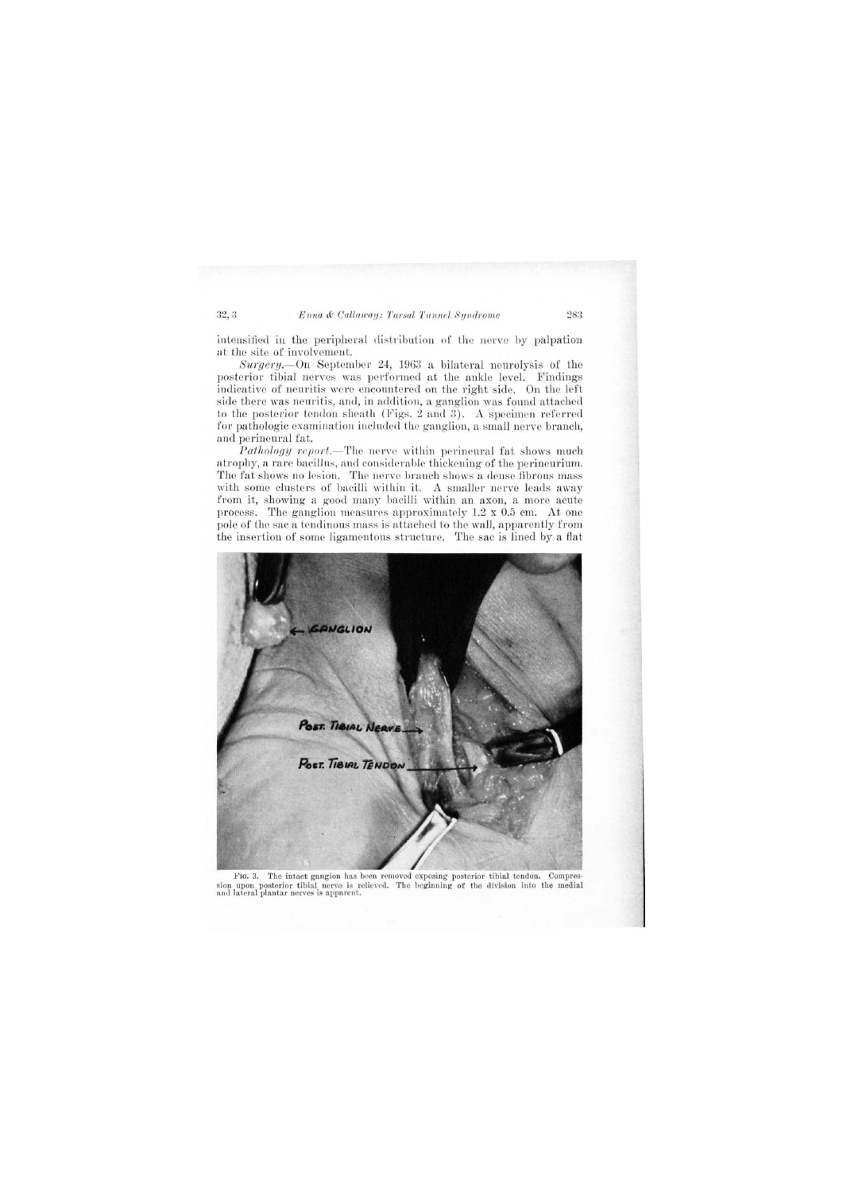intensified in the peripheral distribution of the nerve by palpation at the site of involvement.

*Surgery.*—On September 24, 1963 a bilateral neurolysis of the posterior tibial nerves was performed at the ankle level. Findings indicative of neuritis were encountered on the right side. On the left side there was neuritis, and, in addition, a ganglion was found attached to the posterior tendon sheath (Figs. 2 and 3). A specimen referred for pathologic examination included the ganglion, a small nerve branch, and perineural fat.

*Pathology report.*—The nerve within perineural fat shows much atrophy, a rare bacillus, and considerable thickening of the perineurium. The fat shows no lesion. The nerve branch shows a dense fibrous mass with some clusters of bacilli within it. A smaller nerve leads away from it, showing a good many bacilli within an axon, a more acute process. The ganglion measures approximately 1.2 x 0.5 cm. At one pole of the sac a tendinous mass is attached to the wall, apparently from the insertion of some ligamentous structure. The sac is lined by a flat

FIG. 3. The intact ganglion has been removed exposing posterior tibial tendon. Compression upon posterior tibial nerve is relieved. The beginning of the division into the medial and lateral plantar nerves is apparent.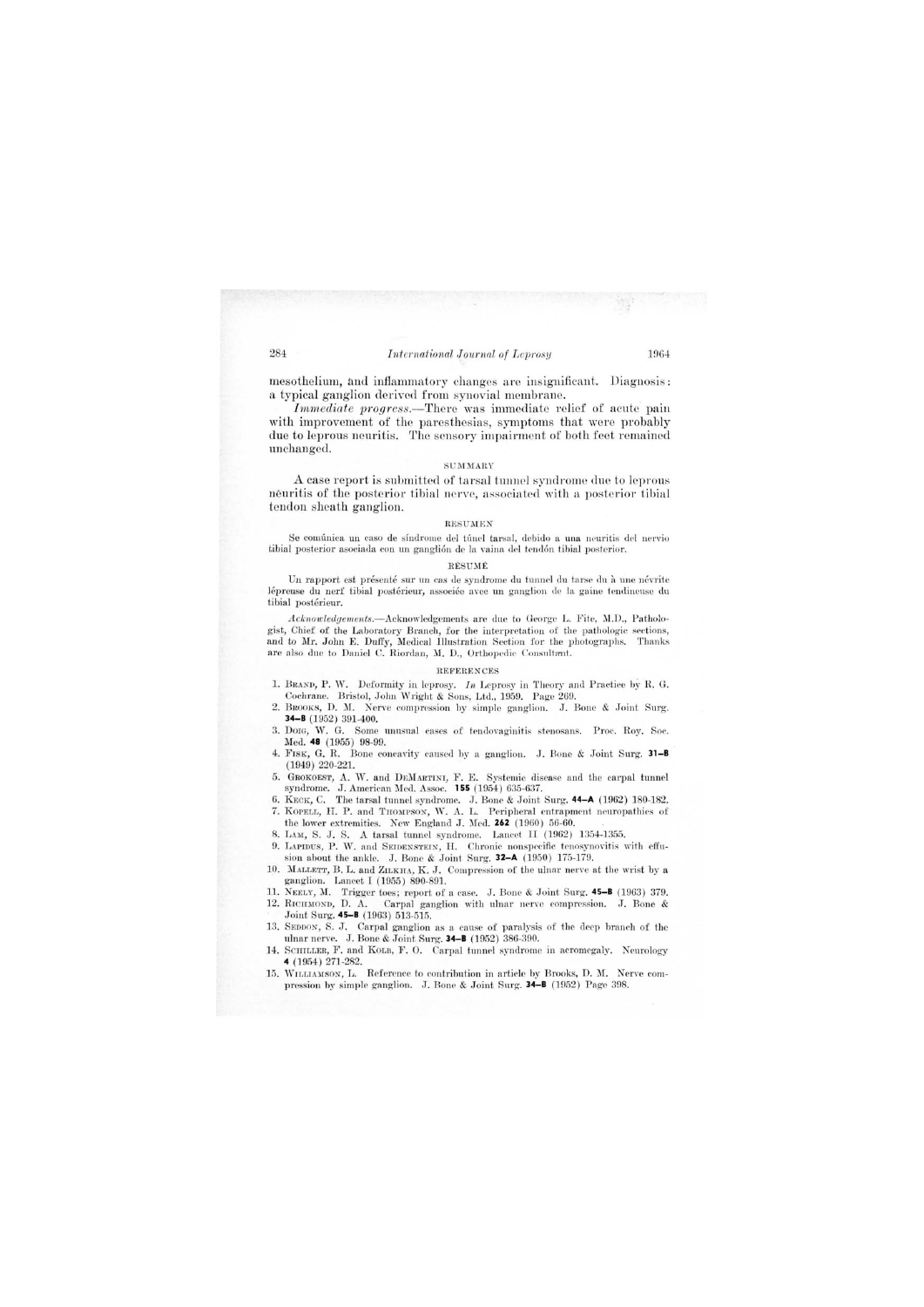mesothelium, and inflammatory changes are insignificant. Diagnosis: a typical ganglion derived from synovial membrane.

*Immediate progress.*—There was immediate relief of acute pain with improvement of the paresthesias, symptoms that were probably due to leprous neuritis. The sensory impairment of both feet remained unchanged.

## SUMMARY

A case report is submitted of tarsal tunnel syndrome due to leprous neuritis of the posterior tibial nerve, associated with a posterior tibial tendon sheath ganglion.

## RESUMEN

Se comunica un caso de síndrome del túnel tarsal, debido a una neuritis del nervio tibial posterior asociada con un ganglión de la vaina del tendón tibial posterior.

## RÉSUMÉ

Un rapport est présenté sur un cas de syndrome du tunnel du tarse du à une névrite lépreuse du nerf tibial postérieur, associée avec un ganglion de la gaine tendineuse du tibial postérieur.

*Acknowledgements.*—Acknowledgements are due to George L. Fite, M.D., Pathologist, Chief of the Laboratory Branch, for the interpretation of the pathologic sections, and to Mr. John E. Duffy, Medical Illustration Section for the photographs. Thanks are also due to Daniel C. Riordan, M. D., Orthopedic Consultant.

## REFERENCES

1. Brand, P. W. Deformity in leprosy. *In* Leprosy in Theory and Practice by R. G. Cochrane. Bristol, John Wright & Sons, Ltd., 1959. Page 269.
2. Brooks, D. M. Nerve compression by simple ganglion. J. Bone & Joint Surg. **34-B** (1952) 391-400.
3. Doig, W. G. Some unusual cases of tendovaginitis stenosans. Proc. Roy. Soc. Med. **48** (1955) 98-99.
4. Fisk, G. R. Bone concavity caused by a ganglion. J. Bone & Joint Surg. **31-B** (1949) 220-221.
5. Grokoest, A. W. and DeMartini, F. E. Systemic disease and the carpal tunnel syndrome. J. American Med. Assoc. **155** (1954) 635-637.
6. Keck, C. The tarsal tunnel syndrome. J. Bone & Joint Surg. **44-A** (1962) 180-182.
7. Kopell, H. P. and Thompson, W. A. L. Peripheral entrapment neuropathies of the lower extremities. New England J. Med. **262** (1960) 56-60.
8. Lam, S. J. S. A tarsal tunnel syndrome. Lancet II (1962) 1354-1355.
9. Lapidus, P. W. and Seidenstein, H. Chronic nonspecific tenosynovitis with effusion about the ankle. J. Bone & Joint Surg. **32-A** (1950) 175-179.
10. Mallett, B. L. and Zilkha, K. J. Compression of the ulnar nerve at the wrist by a ganglion. Lancet I (1955) 890-891.
11. Neely, M. Trigger toes; report of a case. J. Bone & Joint Surg. **45-B** (1963) 379.
12. Richmond, D. A. Carpal ganglion with ulnar nerve compression. J. Bone & Joint Surg. **45-B** (1963) 513-515.
13. Seddon, S. J. Carpal ganglion as a cause of paralysis of the deep branch of the ulnar nerve. J. Bone & Joint Surg. **34-B** (1952) 386-390.
14. Schiller, F. and Kolb, F. O. Carpal tunnel syndrome in acromegaly. Neurology **4** (1954) 271-282.
15. Williamson, L. Reference to contribution in article by Brooks, D. M. Nerve compression by simple ganglion. J. Bone & Joint Surg. **34-B** (1952) Page 398.